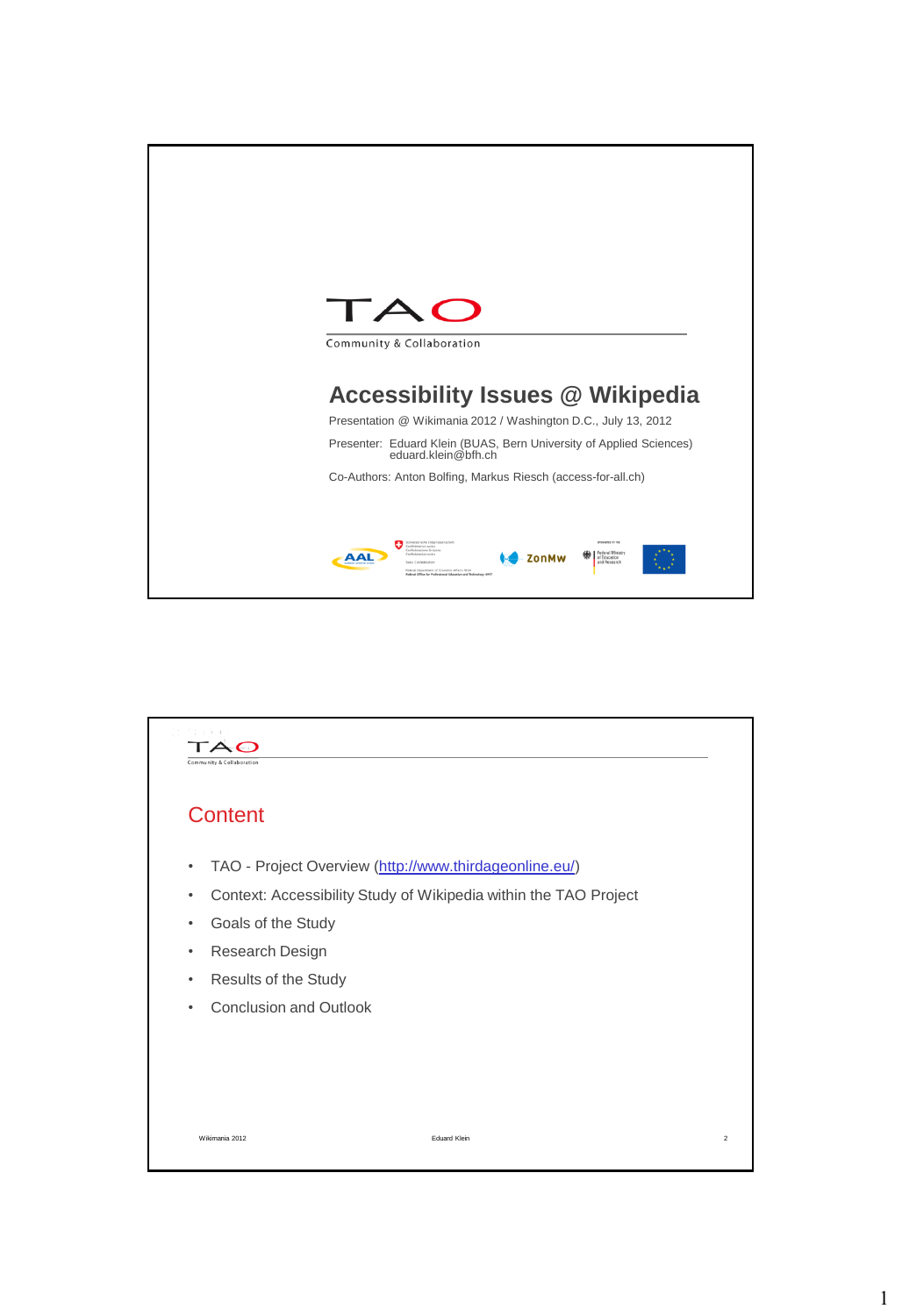TAO

Community & Collaboration

# Accessibility Issues @ Wikipedia

Presentation @ Wikimania 2012 / Washington D.C., July 13, 2012

Presenter: Eduard Klein (BUAS, Bern University of Applied Sciences) eduard.klein@bfh.ch

Co-Authors: Anton Bolfing, Markus Riesch (access-for-all.ch)

---

TAO

Community & Collaboration

## Content

- TAO - Project Overview (http://www.thirdageonline.eu/)
- Context: Accessibility Study of Wikipedia within the TAO Project
- Goals of the Study
- Research Design
- Results of the Study
- Conclusion and Outlook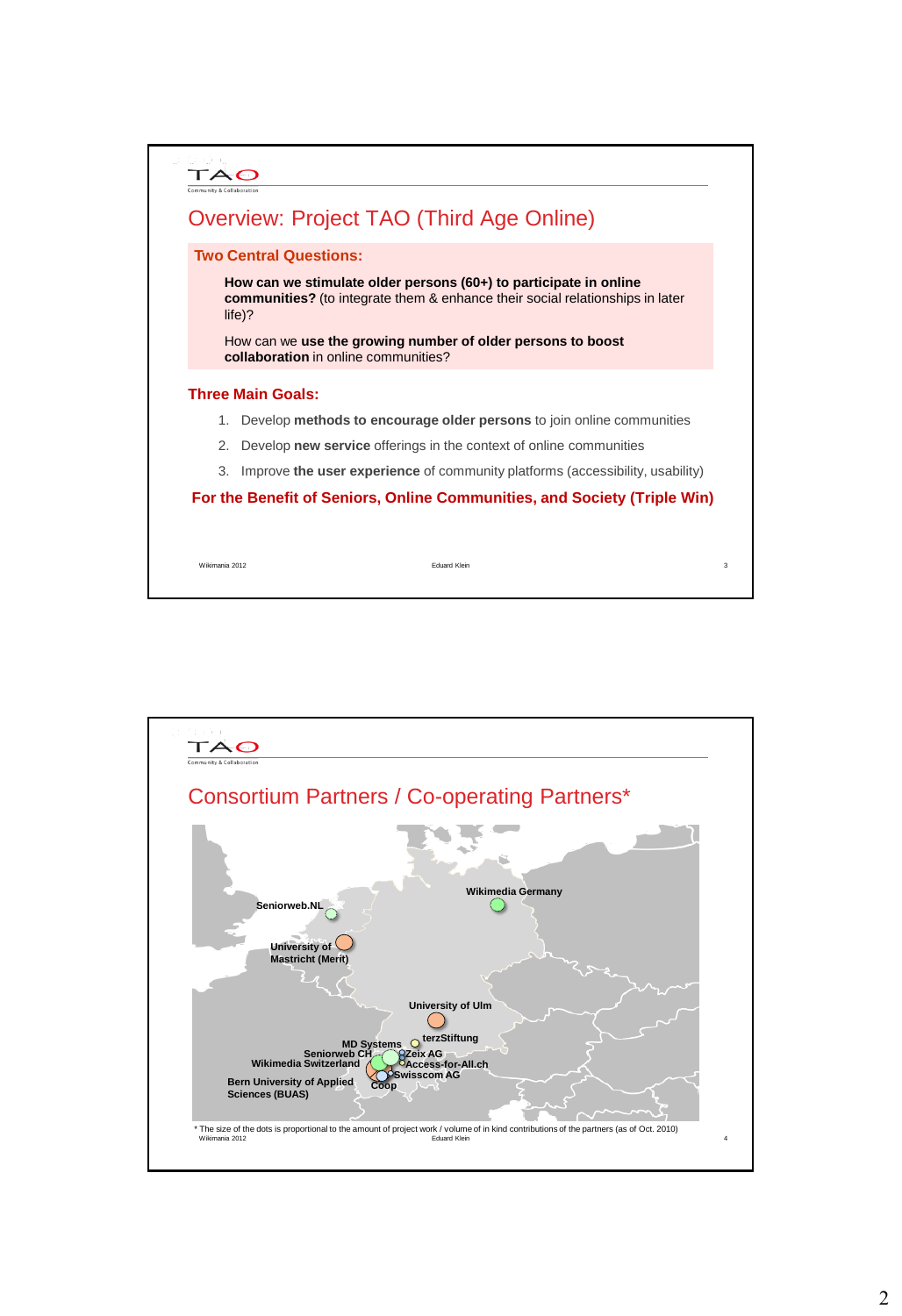# Overview: Project TAO (Third Age Online)

**Two Central Questions:**

**How can we stimulate older persons (60+) to participate in online communities?** (to integrate them & enhance their social relationships in later life)?

How can we **use the growing number of older persons to boost collaboration** in online communities?

**Three Main Goals:**

1. Develop **methods to encourage older persons** to join online communities
2. Develop **new service** offerings in the context of online communities
3. Improve **the user experience** of community platforms (accessibility, usability)

**For the Benefit of Seniors, Online Communities, and Society (Triple Win)**

# Consortium Partners / Co-operating Partners*

Seniorweb.NL

University of Mastricht (Merit)

Wikimedia Germany

University of Ulm

MD Systems

terzStiftung

Seniorweb CH

Zeix AG

Wikimedia Switzerland

Access-for-All.ch

Swisscom AG

Bern University of Applied Sciences (BUAS)

Coop

* The size of the dots is proportional to the amount of project work / volume of in kind contributions of the partners (as of Oct. 2010)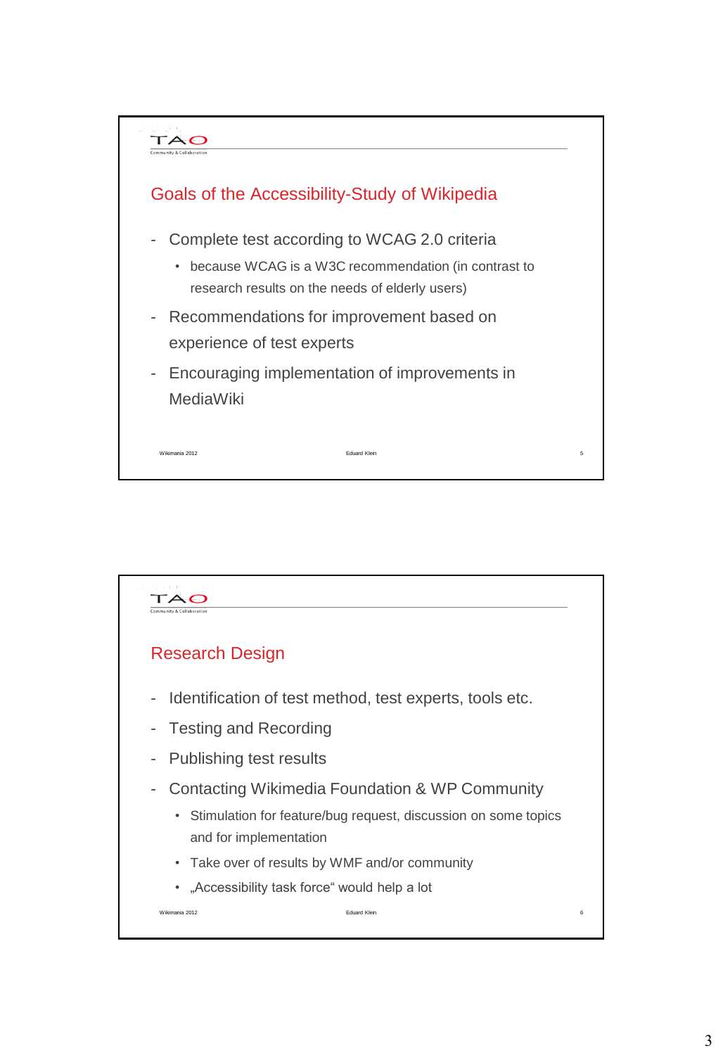## Goals of the Accessibility-Study of Wikipedia

- Complete test according to WCAG 2.0 criteria
  - because WCAG is a W3C recommendation (in contrast to research results on the needs of elderly users)
- Recommendations for improvement based on experience of test experts
- Encouraging implementation of improvements in MediaWiki

## Research Design

- Identification of test method, test experts, tools etc.
- Testing and Recording
- Publishing test results
- Contacting Wikimedia Foundation & WP Community
  - Stimulation for feature/bug request, discussion on some topics and for implementation
  - Take over of results by WMF and/or community
  - „Accessibility task force“ would help a lot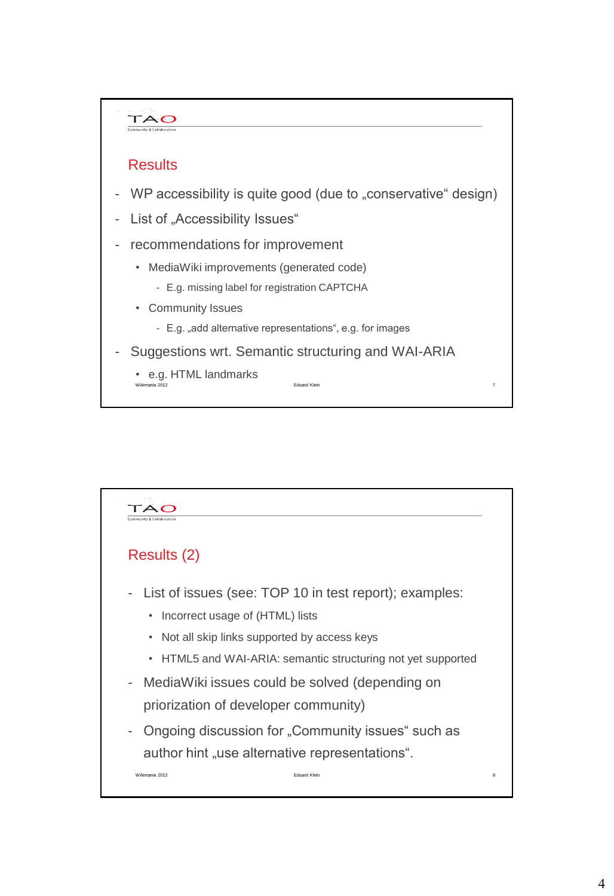## Results

- WP accessibility is quite good (due to „conservative" design)
- List of „Accessibility Issues"
- recommendations for improvement
  - MediaWiki improvements (generated code)
    - E.g. missing label for registration CAPTCHA
  - Community Issues
    - E.g. „add alternative representations", e.g. for images
- Suggestions wrt. Semantic structuring and WAI-ARIA
  - e.g. HTML landmarks

## Results (2)

- List of issues (see: TOP 10 in test report); examples:
  - Incorrect usage of (HTML) lists
  - Not all skip links supported by access keys
  - HTML5 and WAI-ARIA: semantic structuring not yet supported
- MediaWiki issues could be solved (depending on priorization of developer community)
- Ongoing discussion for „Community issues" such as author hint „use alternative representations".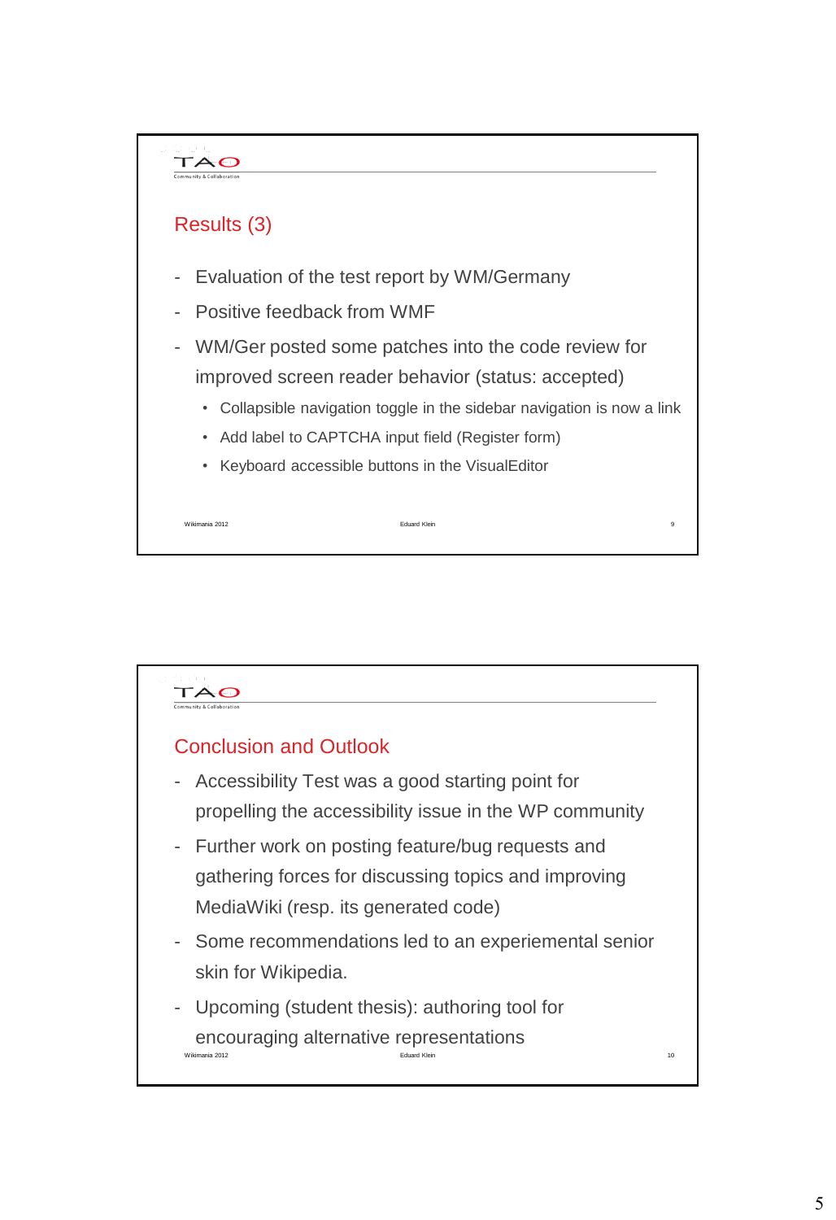## Results (3)

- Evaluation of the test report by WM/Germany
- Positive feedback from WMF
- WM/Ger posted some patches into the code review for improved screen reader behavior (status: accepted)
  - Collapsible navigation toggle in the sidebar navigation is now a link
  - Add label to CAPTCHA input field (Register form)
  - Keyboard accessible buttons in the VisualEditor

## Conclusion and Outlook

- Accessibility Test was a good starting point for propelling the accessibility issue in the WP community
- Further work on posting feature/bug requests and gathering forces for discussing topics and improving MediaWiki (resp. its generated code)
- Some recommendations led to an experiemental senior skin for Wikipedia.
- Upcoming (student thesis): authoring tool for encouraging alternative representations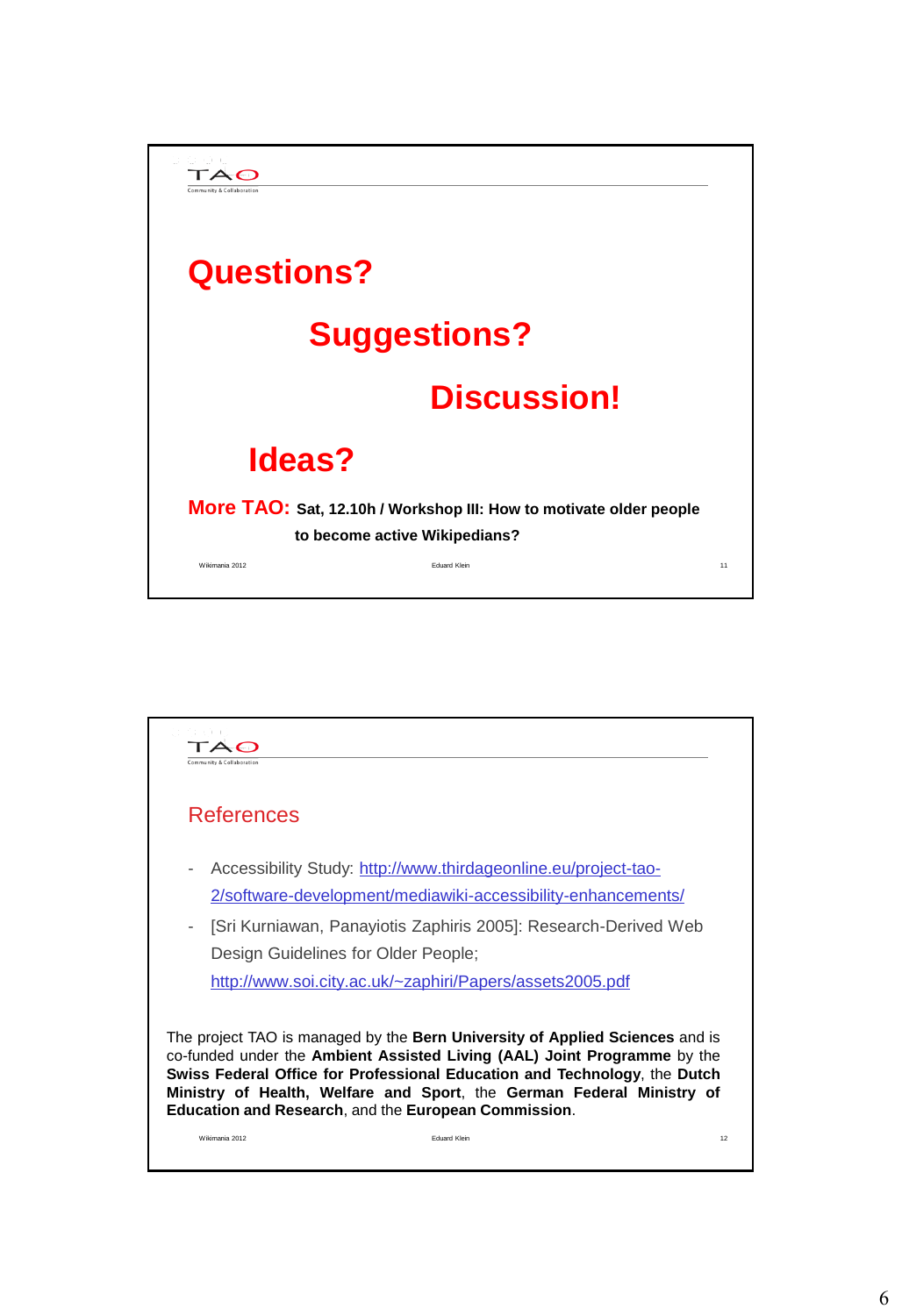TAO
Community & Collaboration

# Questions?

# Suggestions?

# Discussion!

# Ideas?

**More TAO:** **Sat, 12.10h / Workshop III: How to motivate older people to become active Wikipedians?**

Wikimania 2012 Eduard Klein

---

TAO
Community & Collaboration

## References

- Accessibility Study: http://www.thirdageonline.eu/project-tao-2/software-development/mediawiki-accessibility-enhancements/
- [Sri Kurniawan, Panayiotis Zaphiris 2005]: Research-Derived Web Design Guidelines for Older People; http://www.soi.city.ac.uk/~zaphiri/Papers/assets2005.pdf

The project TAO is managed by the **Bern University of Applied Sciences** and is co-funded under the **Ambient Assisted Living (AAL) Joint Programme** by the **Swiss Federal Office for Professional Education and Technology**, the **Dutch Ministry of Health, Welfare and Sport**, the **German Federal Ministry of Education and Research**, and the **European Commission**.

Wikimania 2012 Eduard Klein